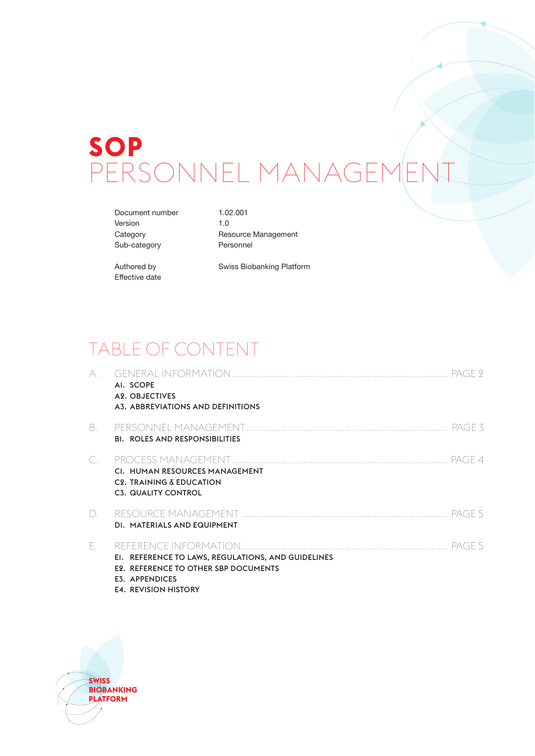# SOP

# PERSONNEL MANAGEMENT

| | |
|---|---|
| Document number | 1.02.001 |
| Version | 1.0 |
| Category | Resource Management |
| Sub-category | Personnel |
| Authored by | Swiss Biobanking Platform |
| Effective date | |

## TABLE OF CONTENT

A. GENERAL INFORMATION ........ PAGE 2
- **A1. SCOPE**
- **A2. OBJECTIVES**
- **A3. ABBREVIATIONS AND DEFINITIONS**

B. PERSONNEL MANAGEMENT ........ PAGE 3
- **B1. ROLES AND RESPONSIBILITIES**

C. PROCESS MANAGEMENT ........ PAGE 4
- **C1. HUMAN RESOURCES MANAGEMENT**
- **C2. TRAINING & EDUCATION**
- **C3. QUALITY CONTROL**

D. RESOURCE MANAGEMENT ........ PAGE 5
- **D1. MATERIALS AND EQUIPMENT**

E. REFERENCE INFORMATION ........ PAGE 5
- **E1. REFERENCE TO LAWS, REGULATIONS, AND GUIDELINES**
- **E2. REFERENCE TO OTHER SBP DOCUMENTS**
- **E3. APPENDICES**
- **E4. REVISION HISTORY**

**SWISS BIOBANKING PLATFORM**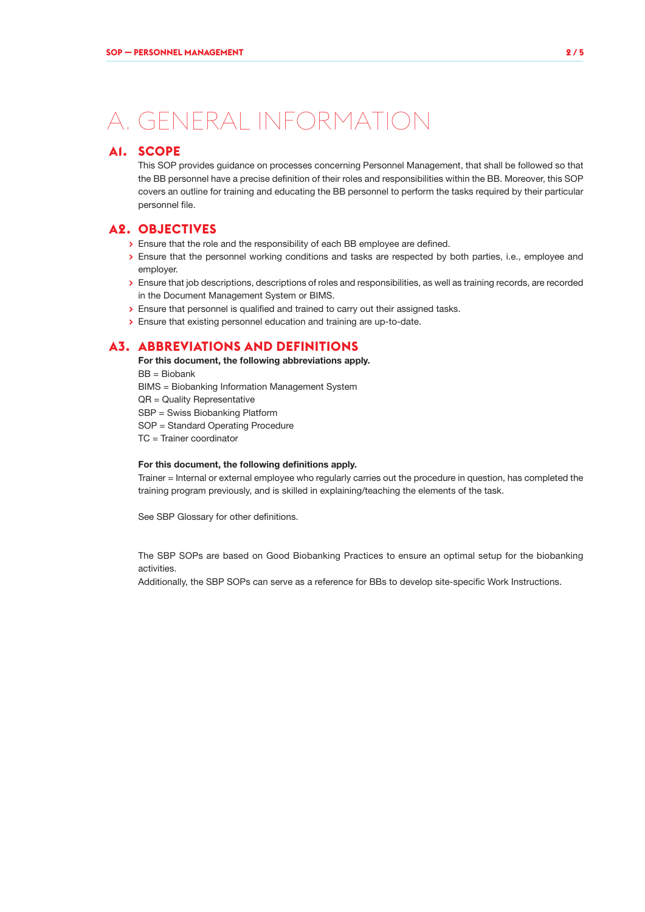# A. GENERAL INFORMATION

## A1. SCOPE

This SOP provides guidance on processes concerning Personnel Management, that shall be followed so that the BB personnel have a precise definition of their roles and responsibilities within the BB. Moreover, this SOP covers an outline for training and educating the BB personnel to perform the tasks required by their particular personnel file.

## A2. OBJECTIVES

- Ensure that the role and the responsibility of each BB employee are defined.
- Ensure that the personnel working conditions and tasks are respected by both parties, i.e., employee and employer.
- Ensure that job descriptions, descriptions of roles and responsibilities, as well as training records, are recorded in the Document Management System or BIMS.
- Ensure that personnel is qualified and trained to carry out their assigned tasks.
- Ensure that existing personnel education and training are up-to-date.

## A3. ABBREVIATIONS AND DEFINITIONS

**For this document, the following abbreviations apply.**

BB = Biobank  
BIMS = Biobanking Information Management System  
QR = Quality Representative  
SBP = Swiss Biobanking Platform  
SOP = Standard Operating Procedure  
TC = Trainer coordinator

**For this document, the following definitions apply.**

Trainer = Internal or external employee who regularly carries out the procedure in question, has completed the training program previously, and is skilled in explaining/teaching the elements of the task.

See SBP Glossary for other definitions.

The SBP SOPs are based on Good Biobanking Practices to ensure an optimal setup for the biobanking activities.  
Additionally, the SBP SOPs can serve as a reference for BBs to develop site-specific Work Instructions.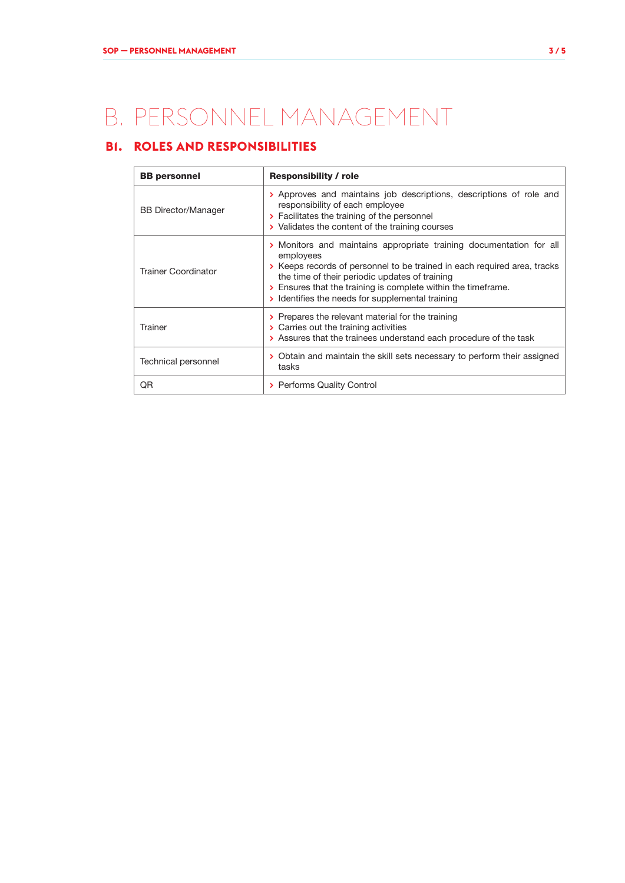# B. PERSONNEL MANAGEMENT

## B1. ROLES AND RESPONSIBILITIES

| BB personnel | Responsibility / role |
|---|---|
| BB Director/Manager | › Approves and maintains job descriptions, descriptions of role and responsibility of each employee<br>› Facilitates the training of the personnel<br>› Validates the content of the training courses |
| Trainer Coordinator | › Monitors and maintains appropriate training documentation for all employees<br>› Keeps records of personnel to be trained in each required area, tracks the time of their periodic updates of training<br>› Ensures that the training is complete within the timeframe.<br>› Identifies the needs for supplemental training |
| Trainer | › Prepares the relevant material for the training<br>› Carries out the training activities<br>› Assures that the trainees understand each procedure of the task |
| Technical personnel | › Obtain and maintain the skill sets necessary to perform their assigned tasks |
| QR | › Performs Quality Control |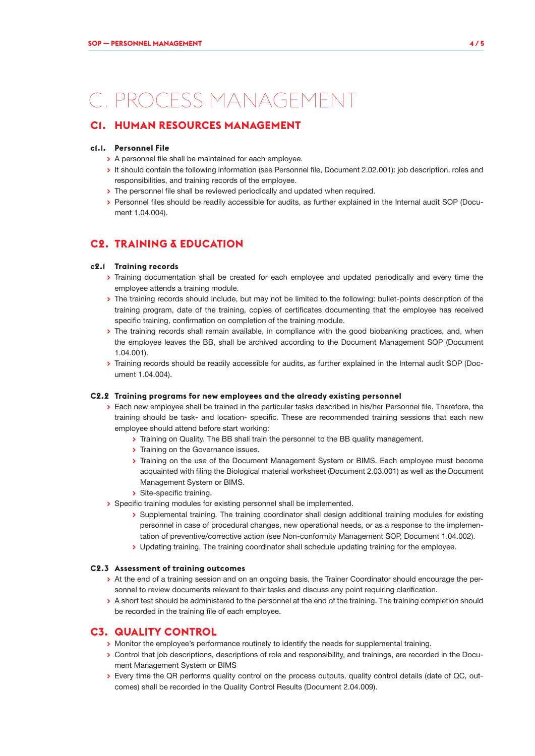# C. PROCESS MANAGEMENT

## C1. HUMAN RESOURCES MANAGEMENT

### c1.1. Personnel File

- A personnel file shall be maintained for each employee.
- It should contain the following information (see Personnel file, Document 2.02.001): job description, roles and responsibilities, and training records of the employee.
- The personnel file shall be reviewed periodically and updated when required.
- Personnel files should be readily accessible for audits, as further explained in the Internal audit SOP (Document 1.04.004).

## C2. TRAINING & EDUCATION

### c2.1 Training records

- Training documentation shall be created for each employee and updated periodically and every time the employee attends a training module.
- The training records should include, but may not be limited to the following: bullet-points description of the training program, date of the training, copies of certificates documenting that the employee has received specific training, confirmation on completion of the training module.
- The training records shall remain available, in compliance with the good biobanking practices, and, when the employee leaves the BB, shall be archived according to the Document Management SOP (Document 1.04.001).
- Training records should be readily accessible for audits, as further explained in the Internal audit SOP (Document 1.04.004).

### C2.2 Training programs for new employees and the already existing personnel

- Each new employee shall be trained in the particular tasks described in his/her Personnel file. Therefore, the training should be task- and location- specific. These are recommended training sessions that each new employee should attend before start working:
  - Training on Quality. The BB shall train the personnel to the BB quality management.
  - Training on the Governance issues.
  - Training on the use of the Document Management System or BIMS. Each employee must become acquainted with filing the Biological material worksheet (Document 2.03.001) as well as the Document Management System or BIMS.
  - Site-specific training.
- Specific training modules for existing personnel shall be implemented.
  - Supplemental training. The training coordinator shall design additional training modules for existing personnel in case of procedural changes, new operational needs, or as a response to the implementation of preventive/corrective action (see Non-conformity Management SOP, Document 1.04.002).
  - Updating training. The training coordinator shall schedule updating training for the employee.

### C2.3 Assessment of training outcomes

- At the end of a training session and on an ongoing basis, the Trainer Coordinator should encourage the personnel to review documents relevant to their tasks and discuss any point requiring clarification.
- A short test should be administered to the personnel at the end of the training. The training completion should be recorded in the training file of each employee.

## C3. QUALITY CONTROL

- Monitor the employee's performance routinely to identify the needs for supplemental training.
- Control that job descriptions, descriptions of role and responsibility, and trainings, are recorded in the Document Management System or BIMS
- Every time the QR performs quality control on the process outputs, quality control details (date of QC, outcomes) shall be recorded in the Quality Control Results (Document 2.04.009).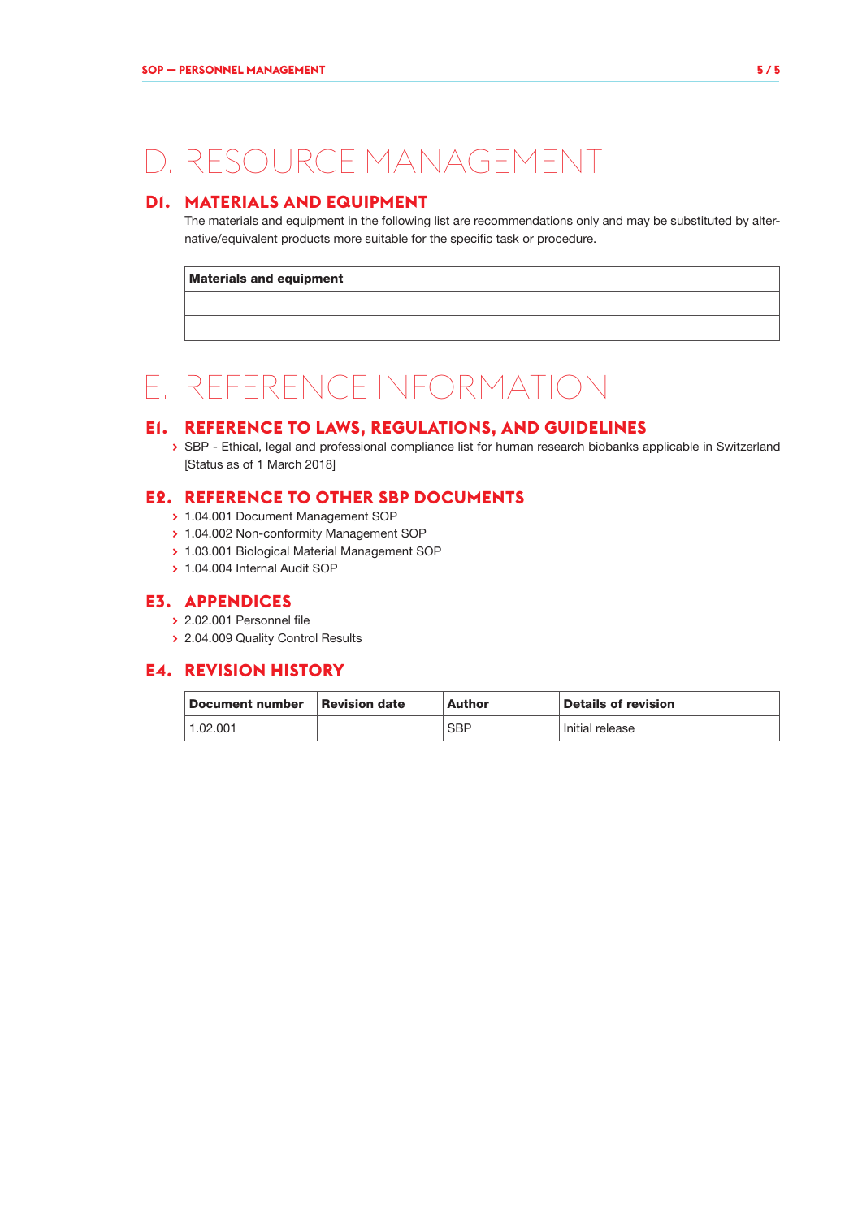# D. RESOURCE MANAGEMENT

## D1. MATERIALS AND EQUIPMENT

The materials and equipment in the following list are recommendations only and may be substituted by alternative/equivalent products more suitable for the specific task or procedure.

| Materials and equipment |
|---|
| |
| |

# E. REFERENCE INFORMATION

## E1. REFERENCE TO LAWS, REGULATIONS, AND GUIDELINES

- SBP - Ethical, legal and professional compliance list for human research biobanks applicable in Switzerland [Status as of 1 March 2018]

## E2. REFERENCE TO OTHER SBP DOCUMENTS

- 1.04.001 Document Management SOP
- 1.04.002 Non-conformity Management SOP
- 1.03.001 Biological Material Management SOP
- 1.04.004 Internal Audit SOP

## E3. APPENDICES

- 2.02.001 Personnel file
- 2.04.009 Quality Control Results

## E4. REVISION HISTORY

| Document number | Revision date | Author | Details of revision |
|---|---|---|---|
| 1.02.001 | | SBP | Initial release |